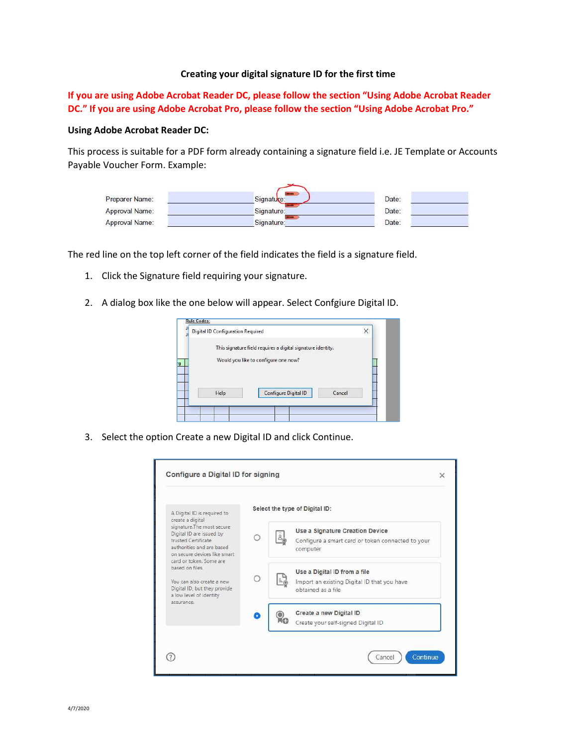**Creating your digital signature ID for the first time**

**If you are using Adobe Acrobat Reader DC, please follow the section "Using Adobe Acrobat Reader DC." If you are using Adobe Acrobat Pro, please follow the section "Using Adobe Acrobat Pro."**

**Using Adobe Acrobat Reader DC:**

This process is suitable for a PDF form already containing a signature field i.e. JE Template or Accounts Payable Voucher Form. Example:

The red line on the top left corner of the field indicates the field is a signature field.

1. Click the Signature field requiring your signature.
2. A dialog box like the one below will appear. Select Confgiure Digital ID.
3. Select the option Create a new Digital ID and click Continue.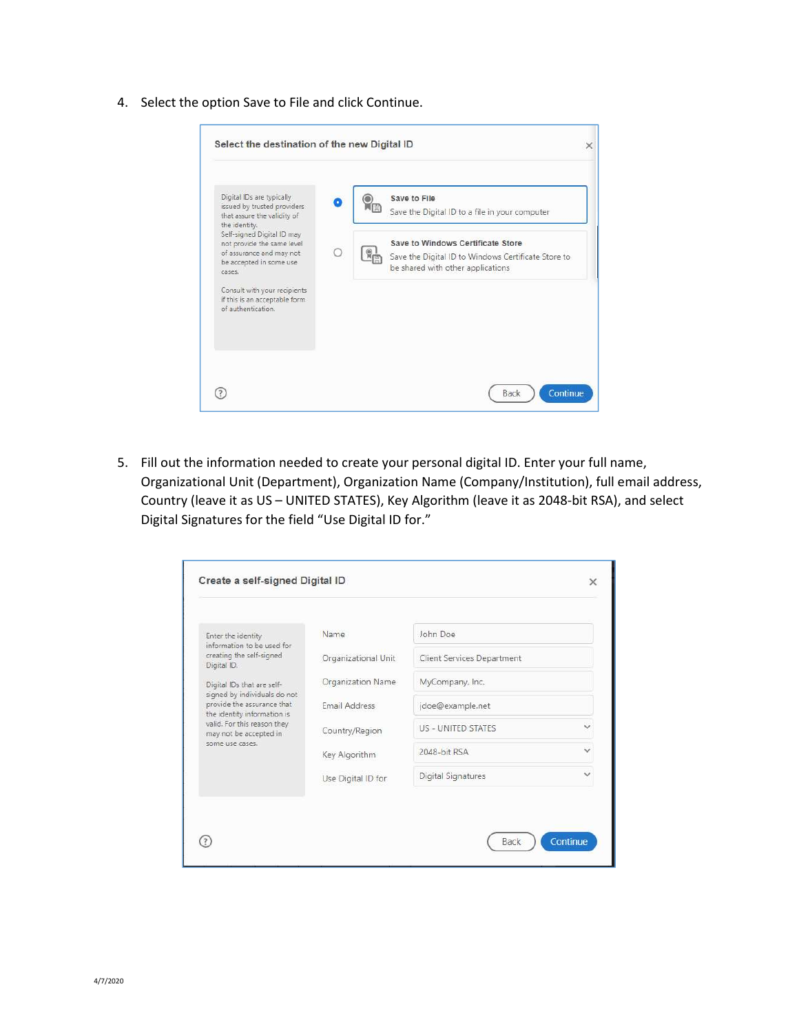4. Select the option Save to File and click Continue.

5. Fill out the information needed to create your personal digital ID. Enter your full name, Organizational Unit (Department), Organization Name (Company/Institution), full email address, Country (leave it as US – UNITED STATES), Key Algorithm (leave it as 2048-bit RSA), and select Digital Signatures for the field "Use Digital ID for."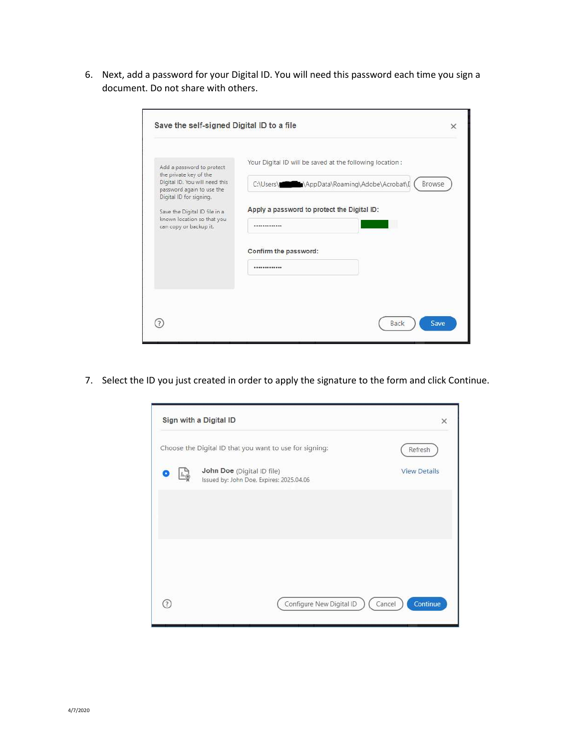6. Next, add a password for your Digital ID. You will need this password each time you sign a document. Do not share with others.

Save the self-signed Digital ID to a file

Add a password to protect the private key of the Digital ID. You will need this password again to use the Digital ID for signing.

Save the Digital ID file in a known location so that you can copy or backup it.

Your Digital ID will be saved at the following location :

C:\Users\ \AppData\Roaming\Adobe\Acrobat\[

Browse

Apply a password to protect the Digital ID:

Confirm the password:

Back Save

7. Select the ID you just created in order to apply the signature to the form and click Continue.

Sign with a Digital ID

Choose the Digital ID that you want to use for signing:

Refresh

John Doe (Digital ID file)
Issued by: John Doe, Expires: 2025.04.06

View Details

Configure New Digital ID Cancel Continue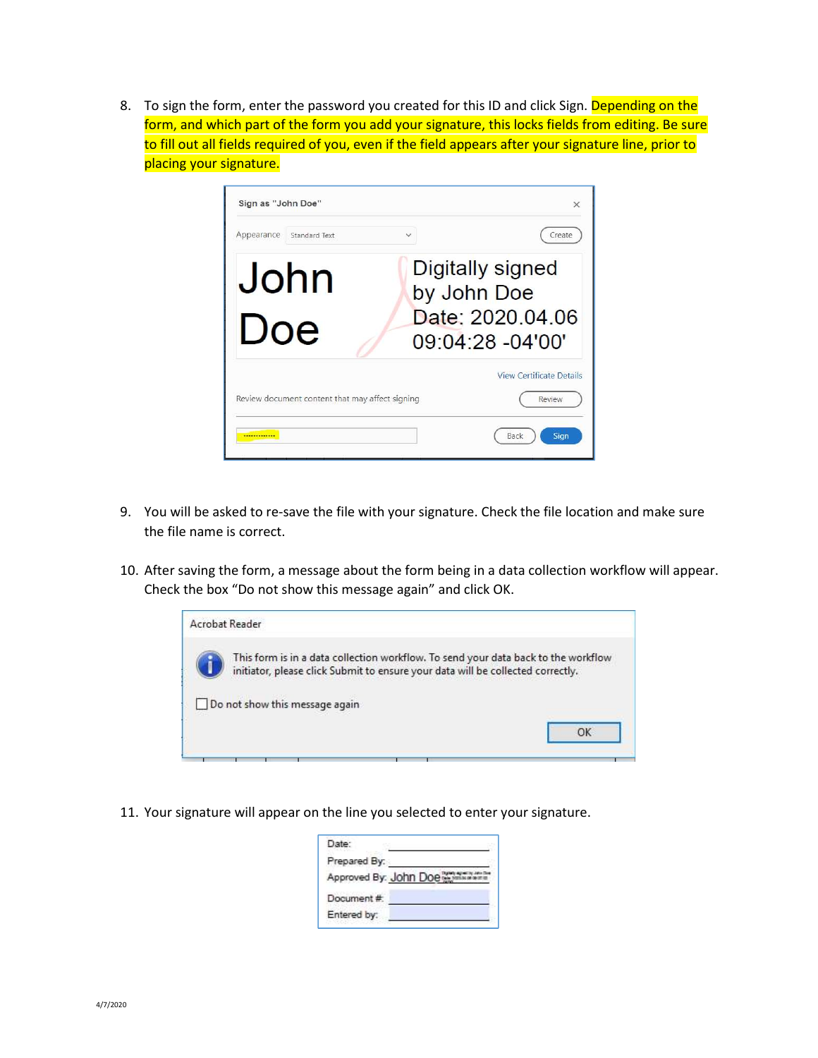8. To sign the form, enter the password you created for this ID and click Sign. Depending on the form, and which part of the form you add your signature, this locks fields from editing. Be sure to fill out all fields required of you, even if the field appears after your signature line, prior to placing your signature.

9. You will be asked to re-save the file with your signature. Check the file location and make sure the file name is correct.

10. After saving the form, a message about the form being in a data collection workflow will appear. Check the box "Do not show this message again" and click OK.

11. Your signature will appear on the line you selected to enter your signature.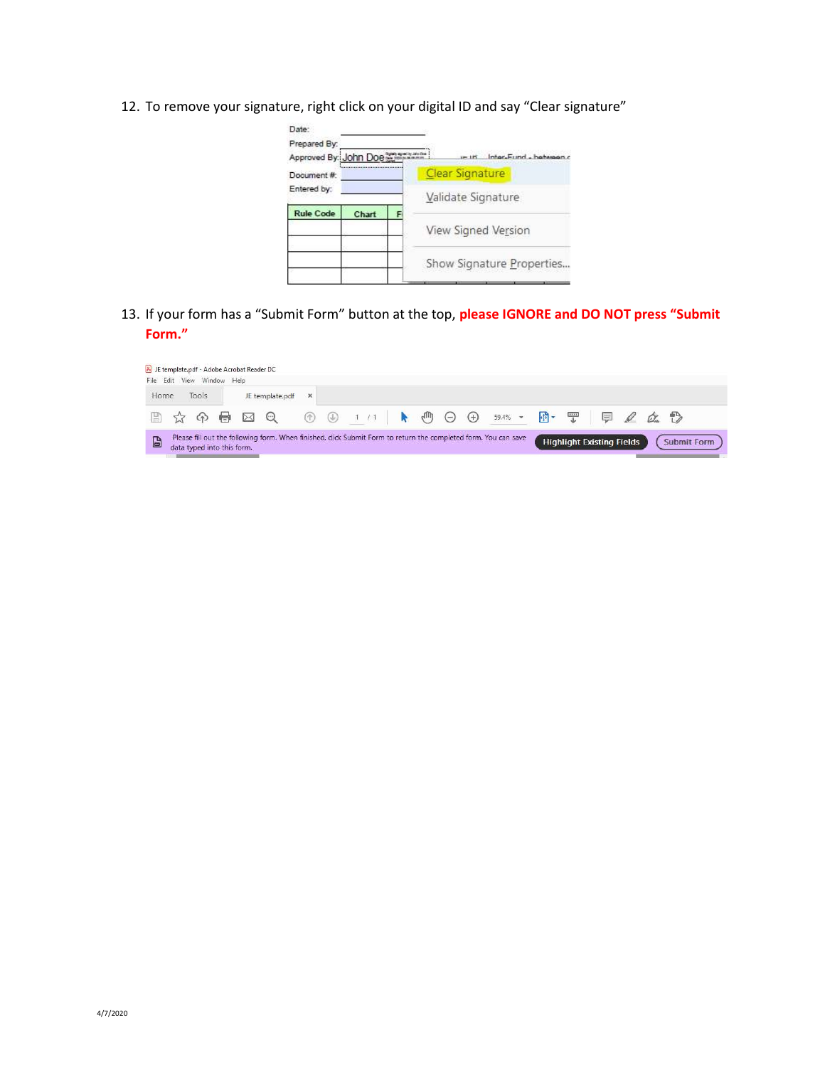12. To remove your signature, right click on your digital ID and say "Clear signature"

13. If your form has a "Submit Form" button at the top, **please IGNORE and DO NOT press "Submit Form."**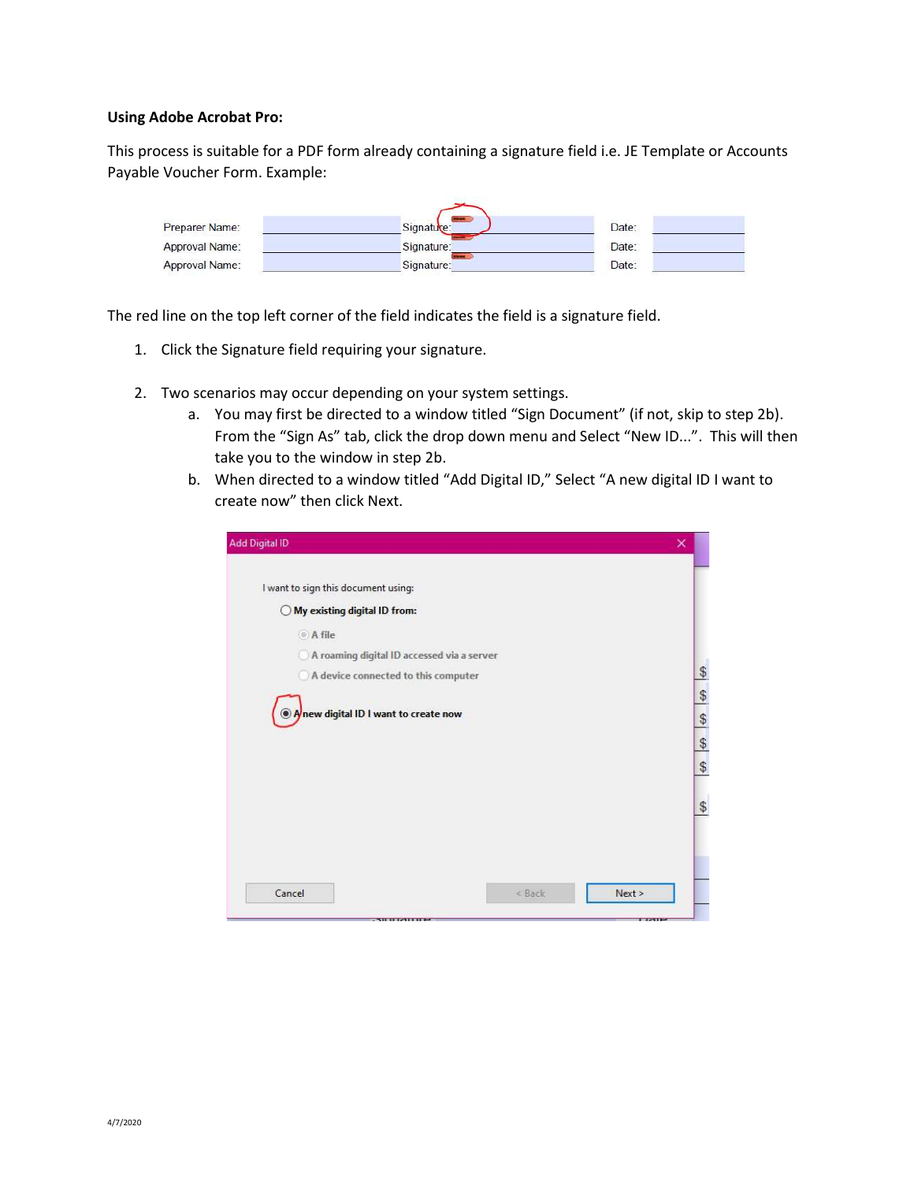**Using Adobe Acrobat Pro:**

This process is suitable for a PDF form already containing a signature field i.e. JE Template or Accounts Payable Voucher Form. Example:

The red line on the top left corner of the field indicates the field is a signature field.

1. Click the Signature field requiring your signature.

2. Two scenarios may occur depending on your system settings.
   a. You may first be directed to a window titled "Sign Document" (if not, skip to step 2b). From the "Sign As" tab, click the drop down menu and Select "New ID…". This will then take you to the window in step 2b.
   b. When directed to a window titled "Add Digital ID," Select "A new digital ID I want to create now" then click Next.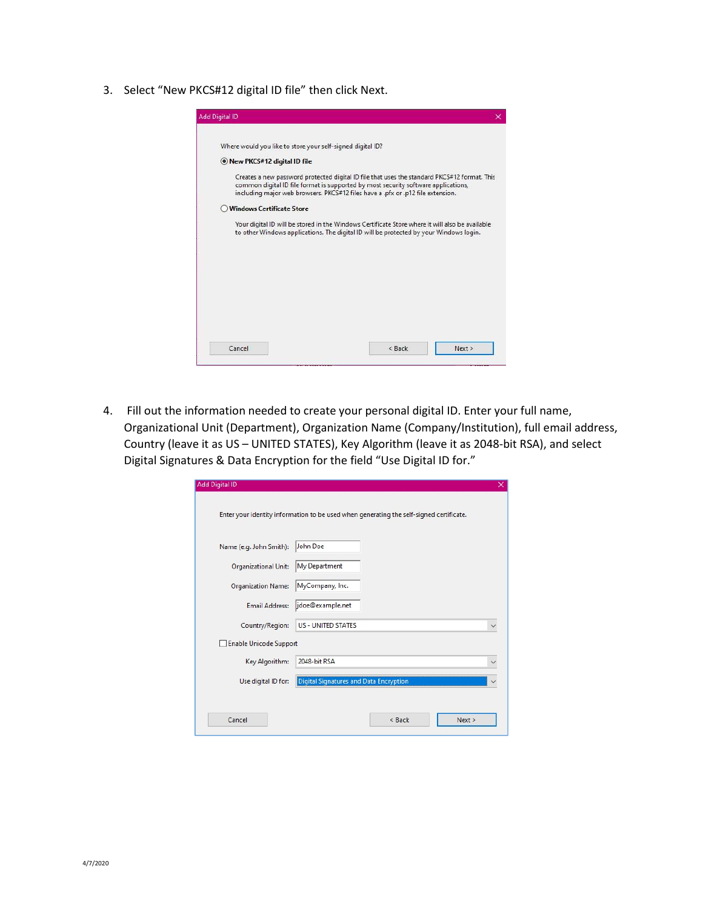3. Select “New PKCS#12 digital ID file” then click Next.

4. Fill out the information needed to create your personal digital ID. Enter your full name, Organizational Unit (Department), Organization Name (Company/Institution), full email address, Country (leave it as US – UNITED STATES), Key Algorithm (leave it as 2048-bit RSA), and select Digital Signatures & Data Encryption for the field “Use Digital ID for.”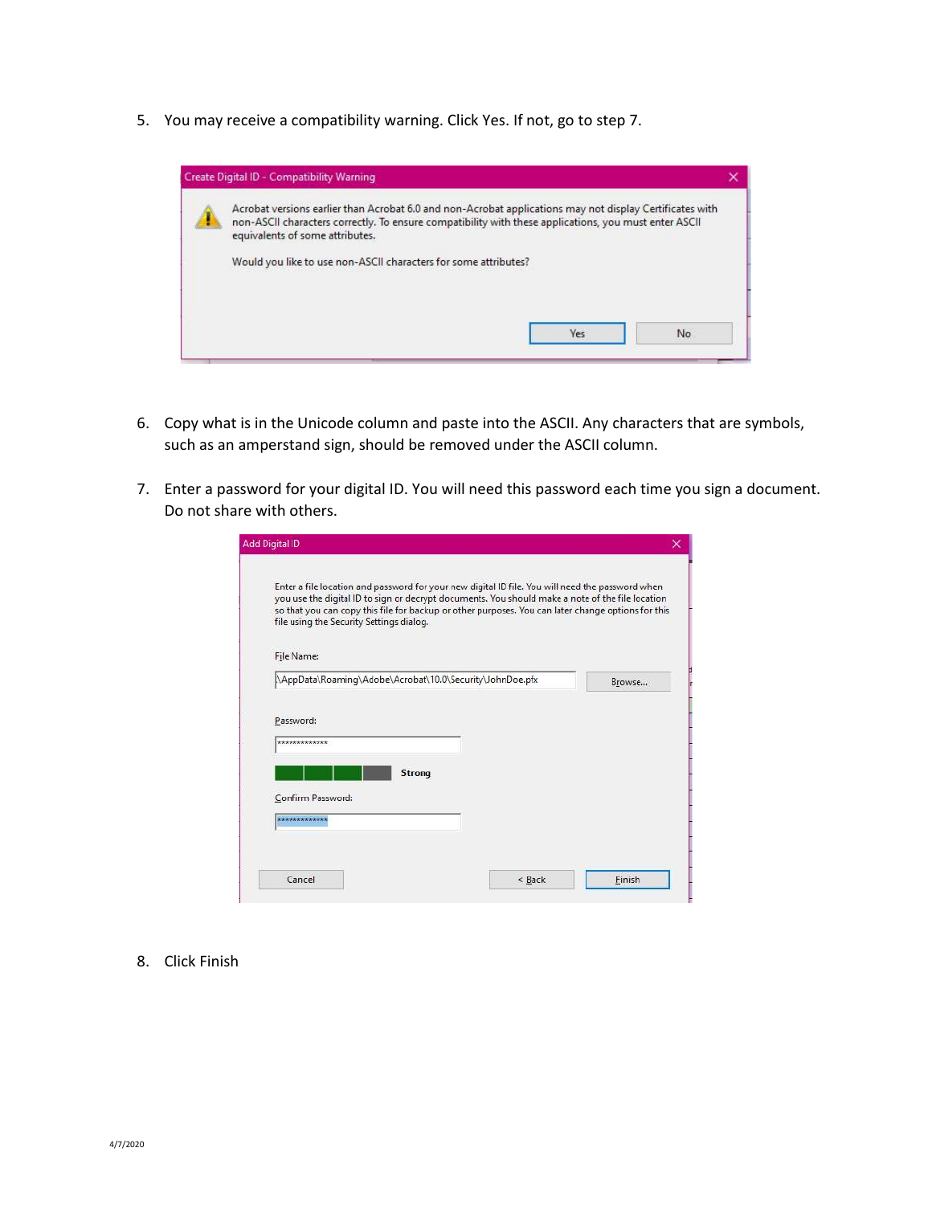5. You may receive a compatibility warning. Click Yes. If not, go to step 7.

Create Digital ID - Compatibility Warning

Acrobat versions earlier than Acrobat 6.0 and non-Acrobat applications may not display Certificates with non-ASCII characters correctly. To ensure compatibility with these applications, you must enter ASCII equivalents of some attributes.

Would you like to use non-ASCII characters for some attributes?

Yes | No

6. Copy what is in the Unicode column and paste into the ASCII. Any characters that are symbols, such as an amperstand sign, should be removed under the ASCII column.

7. Enter a password for your digital ID. You will need this password each time you sign a document. Do not share with others.

Add Digital ID

Enter a file location and password for your new digital ID file. You will need the password when you use the digital ID to sign or decrypt documents. You should make a note of the file location so that you can copy this file for backup or other purposes. You can later change options for this file using the Security Settings dialog.

File Name:

\AppData\Roaming\Adobe\Acrobat\10.0\Security\JohnDoe.pfx   Browse...

Password:

*************

Strong

Confirm Password:

*************

Cancel | < Back | Finish

8. Click Finish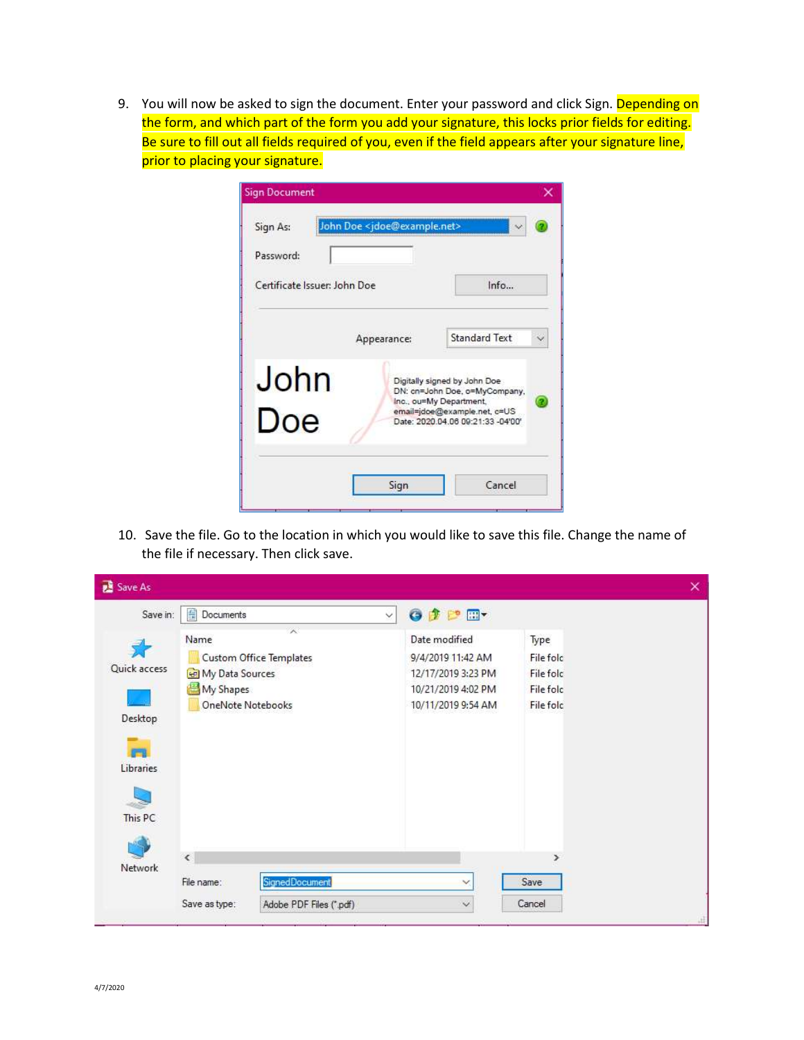9. You will now be asked to sign the document. Enter your password and click Sign. Depending on the form, and which part of the form you add your signature, this locks prior fields for editing. Be sure to fill out all fields required of you, even if the field appears after your signature line, prior to placing your signature.

10. Save the file. Go to the location in which you would like to save this file. Change the name of the file if necessary. Then click save.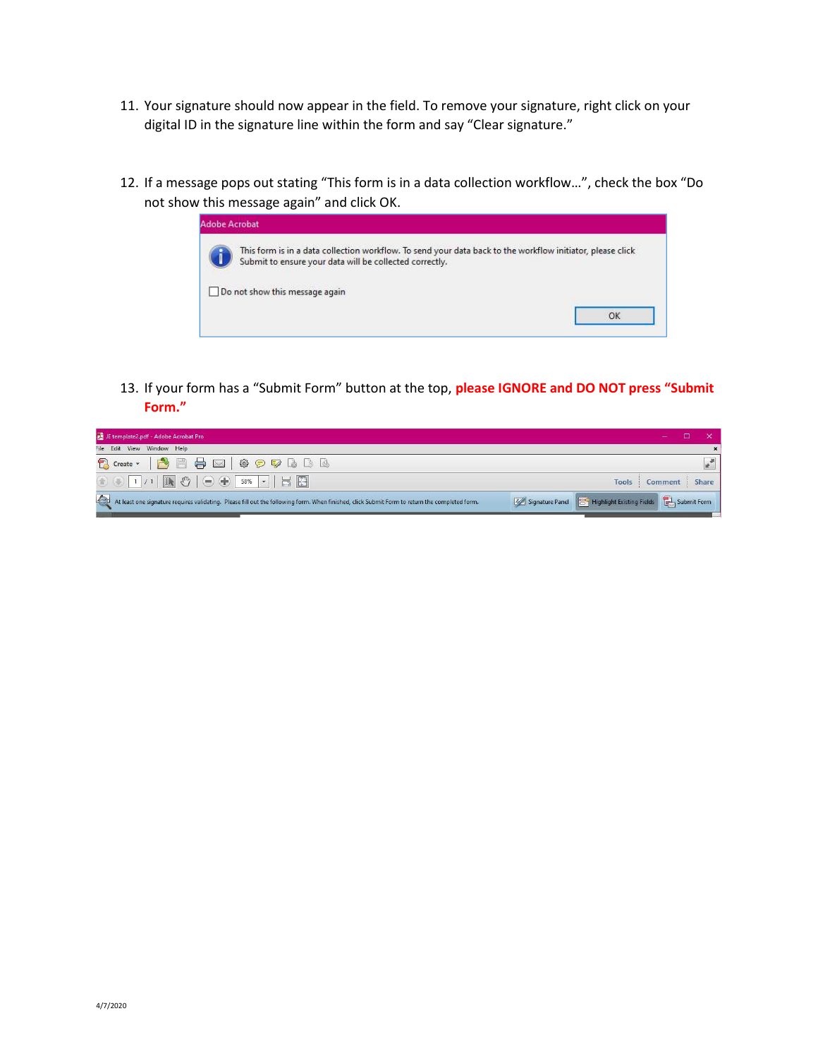11. Your signature should now appear in the field. To remove your signature, right click on your digital ID in the signature line within the form and say "Clear signature."

12. If a message pops out stating "This form is in a data collection workflow…", check the box "Do not show this message again" and click OK.

Adobe Acrobat

This form is in a data collection workflow. To send your data back to the workflow initiator, please click Submit to ensure your data will be collected correctly.

Do not show this message again

OK

13. If your form has a "Submit Form" button at the top, **please IGNORE and DO NOT press "Submit Form."**

JE template2.pdf - Adobe Acrobat Pro

File Edit View Window Help

Create

Tools Comment Share

At least one signature requires validating. Please fill out the following form. When finished, click Submit Form to return the completed form.

Signature Panel Highlight Existing Fields Submit Form

4/7/2020